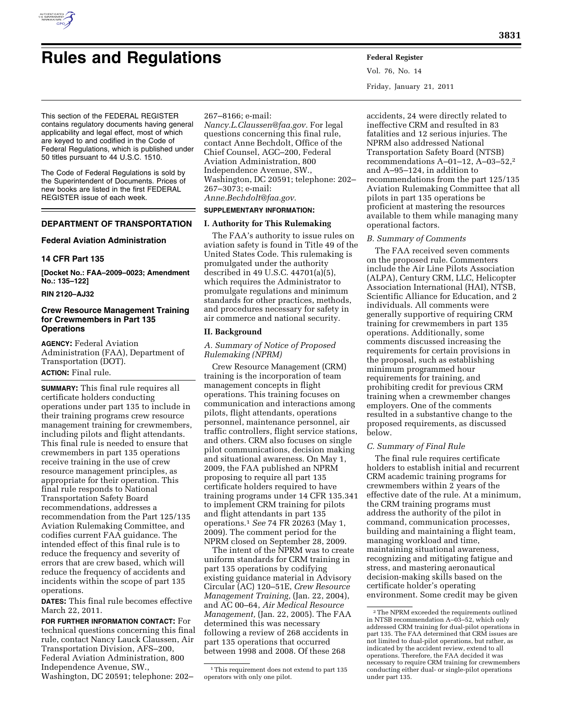# Rules and Regulations

This section of the FEDERAL REGISTER contains regulatory documents having general applicability and legal effect, most of which are keyed to and codified in the Code of Federal Regulations, which is published under 50 titles pursuant to 44 U.S.C. 1510.

The Code of Federal Regulations is sold by the Superintendent of Documents. Prices of new books are listed in the first FEDERAL REGISTER issue of each week.

## DEPARTMENT OF TRANSPORTATION

### Federal Aviation Administration

### 14 CFR Part 135

**[Docket No.: FAA–2009–0023; Amendment No.: 135–122]**

**RIN 2120–AJ32**

### Crew Resource Management Training for Crewmembers in Part 135 Operations

**AGENCY:** Federal Aviation Administration (FAA), Department of Transportation (DOT).

**ACTION:** Final rule.

**SUMMARY:** This final rule requires all certificate holders conducting operations under part 135 to include in their training programs crew resource management training for crewmembers, including pilots and flight attendants. This final rule is needed to ensure that crewmembers in part 135 operations receive training in the use of crew resource management principles, as appropriate for their operation. This final rule responds to National Transportation Safety Board recommendations, addresses a recommendation from the Part 125/135 Aviation Rulemaking Committee, and codifies current FAA guidance. The intended effect of this final rule is to reduce the frequency and severity of errors that are crew based, which will reduce the frequency of accidents and incidents within the scope of part 135 operations.

**DATES:** This final rule becomes effective March 22, 2011.

**FOR FURTHER INFORMATION CONTACT:** For technical questions concerning this final rule, contact Nancy Lauck Claussen, Air Transportation Division, AFS–200, Federal Aviation Administration, 800 Independence Avenue, SW., Washington, DC 20591; telephone: 202–267–8166; e-mail: *Nancy.L.Claussen@faa.gov.* For legal questions concerning this final rule, contact Anne Bechdolt, Office of the Chief Counsel, AGC–200, Federal Aviation Administration, 800 Independence Avenue, SW., Washington, DC 20591; telephone: 202–267–3073; e-mail: *Anne.Bechdolt@faa.gov.*

**SUPPLEMENTARY INFORMATION:**

## I. Authority for This Rulemaking

The FAA's authority to issue rules on aviation safety is found in Title 49 of the United States Code. This rulemaking is promulgated under the authority described in 49 U.S.C. 44701(a)(5), which requires the Administrator to promulgate regulations and minimum standards for other practices, methods, and procedures necessary for safety in air commerce and national security.

## II. Background

### *A. Summary of Notice of Proposed Rulemaking (NPRM)*

Crew Resource Management (CRM) training is the incorporation of team management concepts in flight operations. This training focuses on communication and interactions among pilots, flight attendants, operations personnel, maintenance personnel, air traffic controllers, flight service stations, and others. CRM also focuses on single pilot communications, decision making and situational awareness. On May 1, 2009, the FAA published an NPRM proposing to require all part 135 certificate holders required to have training programs under 14 CFR 135.341 to implement CRM training for pilots and flight attendants in part 135 operations.[1] *See* 74 FR 20263 (May 1, 2009). The comment period for the NPRM closed on September 28, 2009.

The intent of the NPRM was to create uniform standards for CRM training in part 135 operations by codifying existing guidance material in Advisory Circular (AC) 120–51E, *Crew Resource Management Training,* (Jan. 22, 2004), and AC 00–64, *Air Medical Resource Management,* (Jan. 22, 2005). The FAA determined this was necessary following a review of 268 accidents in part 135 operations that occurred between 1998 and 2008. Of these 268 accidents, 24 were directly related to ineffective CRM and resulted in 83 fatalities and 12 serious injuries. The NPRM also addressed National Transportation Safety Board (NTSB) recommendations A–01–12, A–03–52,[2] and A–95–124, in addition to recommendations from the part 125/135 Aviation Rulemaking Committee that all pilots in part 135 operations be proficient at mastering the resources available to them while managing many operational factors.

### *B. Summary of Comments*

The FAA received seven comments on the proposed rule. Commenters include the Air Line Pilots Association (ALPA), Century CRM, LLC, Helicopter Association International (HAI), NTSB, Scientific Alliance for Education, and 2 individuals. All comments were generally supportive of requiring CRM training for crewmembers in part 135 operations. Additionally, some comments discussed increasing the requirements for certain provisions in the proposal, such as establishing minimum programmed hour requirements for training, and prohibiting credit for previous CRM training when a crewmember changes employers. One of the comments resulted in a substantive change to the proposed requirements, as discussed below.

### *C. Summary of Final Rule*

The final rule requires certificate holders to establish initial and recurrent CRM academic training programs for crewmembers within 2 years of the effective date of the rule. At a minimum, the CRM training programs must address the authority of the pilot in command, communication processes, building and maintaining a flight team, managing workload and time, maintaining situational awareness, recognizing and mitigating fatigue and stress, and mastering aeronautical decision-making skills based on the certificate holder's operating environment. Some credit may be given

---

[1] This requirement does not extend to part 135 operators with only one pilot.

[2] The NPRM exceeded the requirements outlined in NTSB recommendation A–03–52, which only addressed CRM training for dual-pilot operations in part 135. The FAA determined that CRM issues are not limited to dual-pilot operations, but rather, as indicated by the accident review, extend to all operations. Therefore, the FAA decided it was necessary to require CRM training for crewmembers conducting either dual- or single-pilot operations under part 135.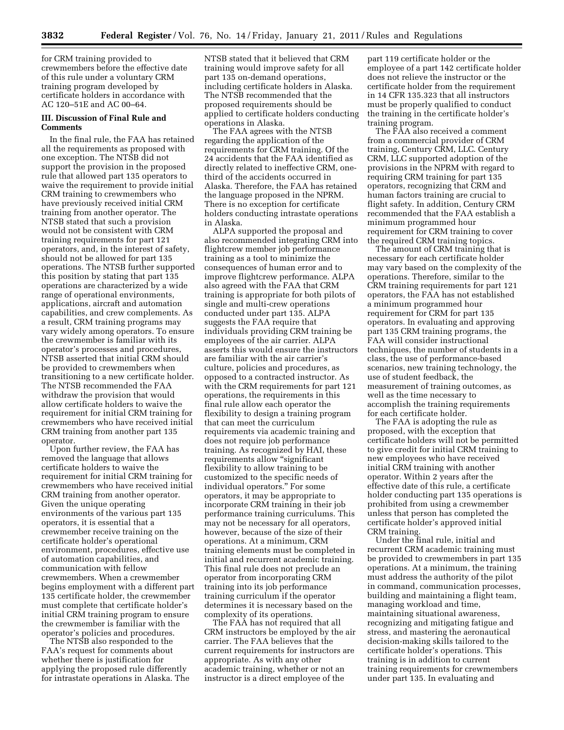for CRM training provided to crewmembers before the effective date of this rule under a voluntary CRM training program developed by certificate holders in accordance with AC 120–51E and AC 00–64.

## III. Discussion of Final Rule and Comments

In the final rule, the FAA has retained all the requirements as proposed with one exception. The NTSB did not support the provision in the proposed rule that allowed part 135 operators to waive the requirement to provide initial CRM training to crewmembers who have previously received initial CRM training from another operator. The NTSB stated that such a provision would not be consistent with CRM training requirements for part 121 operators, and, in the interest of safety, should not be allowed for part 135 operations. The NTSB further supported this position by stating that part 135 operations are characterized by a wide range of operational environments, applications, aircraft and automation capabilities, and crew complements. As a result, CRM training programs may vary widely among operators. To ensure the crewmember is familiar with its operator's processes and procedures, NTSB asserted that initial CRM should be provided to crewmembers when transitioning to a new certificate holder. The NTSB recommended the FAA withdraw the provision that would allow certificate holders to waive the requirement for initial CRM training for crewmembers who have received initial CRM training from another part 135 operator.

Upon further review, the FAA has removed the language that allows certificate holders to waive the requirement for initial CRM training for crewmembers who have received initial CRM training from another operator. Given the unique operating environments of the various part 135 operators, it is essential that a crewmember receive training on the certificate holder's operational environment, procedures, effective use of automation capabilities, and communication with fellow crewmembers. When a crewmember begins employment with a different part 135 certificate holder, the crewmember must complete that certificate holder's initial CRM training program to ensure the crewmember is familiar with the operator's policies and procedures.

The NTSB also responded to the FAA's request for comments about whether there is justification for applying the proposed rule differently for intrastate operations in Alaska. The NTSB stated that it believed that CRM training would improve safety for all part 135 on-demand operations, including certificate holders in Alaska. The NTSB recommended that the proposed requirements should be applied to certificate holders conducting operations in Alaska.

The FAA agrees with the NTSB regarding the application of the requirements for CRM training. Of the 24 accidents that the FAA identified as directly related to ineffective CRM, one-third of the accidents occurred in Alaska. Therefore, the FAA has retained the language proposed in the NPRM. There is no exception for certificate holders conducting intrastate operations in Alaska.

ALPA supported the proposal and also recommended integrating CRM into flightcrew member job performance training as a tool to minimize the consequences of human error and to improve flightcrew performance. ALPA also agreed with the FAA that CRM training is appropriate for both pilots of single and multi-crew operations conducted under part 135. ALPA suggests the FAA require that individuals providing CRM training be employees of the air carrier. ALPA asserts this would ensure the instructors are familiar with the air carrier's culture, policies and procedures, as opposed to a contracted instructor. As with the CRM requirements for part 121 operations, the requirements in this final rule allow each operator the flexibility to design a training program that can meet the curriculum requirements via academic training and does not require job performance training. As recognized by HAI, these requirements allow "significant flexibility to allow training to be customized to the specific needs of individual operators." For some operators, it may be appropriate to incorporate CRM training in their job performance training curriculums. This may not be necessary for all operators, however, because of the size of their operations. At a minimum, CRM training elements must be completed in initial and recurrent academic training. This final rule does not preclude an operator from incorporating CRM training into its job performance training curriculum if the operator determines it is necessary based on the complexity of its operations.

The FAA has not required that all CRM instructors be employed by the air carrier. The FAA believes that the current requirements for instructors are appropriate. As with any other academic training, whether or not an instructor is a direct employee of the part 119 certificate holder or the employee of a part 142 certificate holder does not relieve the instructor or the certificate holder from the requirement in 14 CFR 135.323 that all instructors must be properly qualified to conduct the training in the certificate holder's training program.

The FAA also received a comment from a commercial provider of CRM training, Century CRM, LLC. Century CRM, LLC supported adoption of the provisions in the NPRM with regard to requiring CRM training for part 135 operators, recognizing that CRM and human factors training are crucial to flight safety. In addition, Century CRM recommended that the FAA establish a minimum programmed hour requirement for CRM training to cover the required CRM training topics.

The amount of CRM training that is necessary for each certificate holder may vary based on the complexity of the operations. Therefore, similar to the CRM training requirements for part 121 operators, the FAA has not established a minimum programmed hour requirement for CRM for part 135 operators. In evaluating and approving part 135 CRM training programs, the FAA will consider instructional techniques, the number of students in a class, the use of performance-based scenarios, new training technology, the use of student feedback, the measurement of training outcomes, as well as the time necessary to accomplish the training requirements for each certificate holder.

The FAA is adopting the rule as proposed, with the exception that certificate holders will not be permitted to give credit for initial CRM training to new employees who have received initial CRM training with another operator. Within 2 years after the effective date of this rule, a certificate holder conducting part 135 operations is prohibited from using a crewmember unless that person has completed the certificate holder's approved initial CRM training.

Under the final rule, initial and recurrent CRM academic training must be provided to crewmembers in part 135 operations. At a minimum, the training must address the authority of the pilot in command, communication processes, building and maintaining a flight team, managing workload and time, maintaining situational awareness, recognizing and mitigating fatigue and stress, and mastering the aeronautical decision-making skills tailored to the certificate holder's operations. This training is in addition to current training requirements for crewmembers under part 135. In evaluating and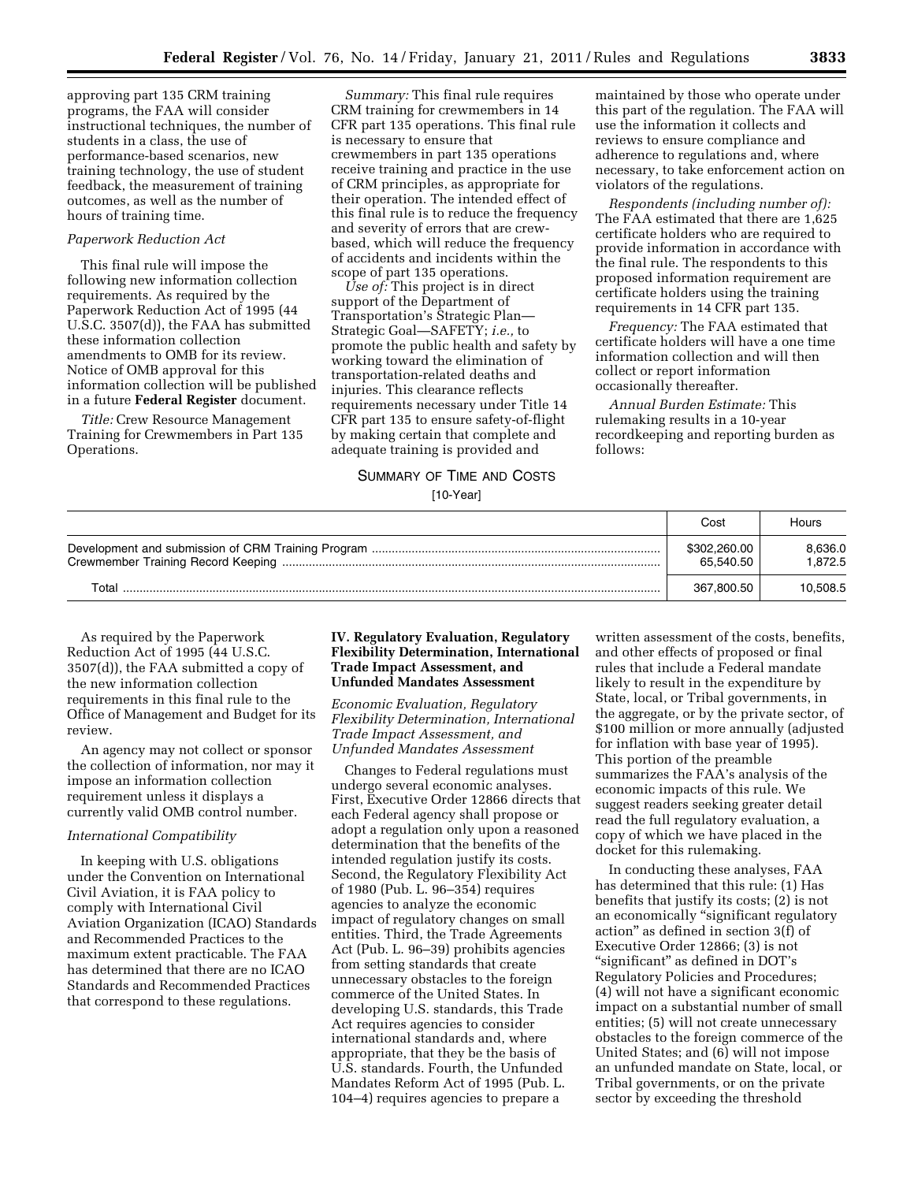approving part 135 CRM training programs, the FAA will consider instructional techniques, the number of students in a class, the use of performance-based scenarios, new training technology, the use of student feedback, the measurement of training outcomes, as well as the number of hours of training time.

*Paperwork Reduction Act*

This final rule will impose the following new information collection requirements. As required by the Paperwork Reduction Act of 1995 (44 U.S.C. 3507(d)), the FAA has submitted these information collection amendments to OMB for its review. Notice of OMB approval for this information collection will be published in a future **Federal Register** document.

*Title:* Crew Resource Management Training for Crewmembers in Part 135 Operations.

*Summary:* This final rule requires CRM training for crewmembers in 14 CFR part 135 operations. This final rule is necessary to ensure that crewmembers in part 135 operations receive training and practice in the use of CRM principles, as appropriate for their operation. The intended effect of this final rule is to reduce the frequency and severity of errors that are crew-based, which will reduce the frequency of accidents and incidents within the scope of part 135 operations.

*Use of:* This project is in direct support of the Department of Transportation's Strategic Plan—Strategic Goal—SAFETY; *i.e.,* to promote the public health and safety by working toward the elimination of transportation-related deaths and injuries. This clearance reflects requirements necessary under Title 14 CFR part 135 to ensure safety-of-flight by making certain that complete and adequate training is provided and maintained by those who operate under this part of the regulation. The FAA will use the information it collects and reviews to ensure compliance and adherence to regulations and, where necessary, to take enforcement action on violators of the regulations.

*Respondents (including number of):* The FAA estimated that there are 1,625 certificate holders who are required to provide information in accordance with the final rule. The respondents to this proposed information requirement are certificate holders using the training requirements in 14 CFR part 135.

*Frequency:* The FAA estimated that certificate holders will have a one time information collection and will then collect or report information occasionally thereafter.

*Annual Burden Estimate:* This rulemaking results in a 10-year recordkeeping and reporting burden as follows:

SUMMARY OF TIME AND COSTS

[10-Year]

| | Cost | Hours |
|---|---|---|
| Development and submission of CRM Training Program | $302,260.00 | 8,636.0 |
| Crewmember Training Record Keeping | 65,540.50 | 1,872.5 |
| Total | 367,800.50 | 10,508.5 |

As required by the Paperwork Reduction Act of 1995 (44 U.S.C. 3507(d)), the FAA submitted a copy of the new information collection requirements in this final rule to the Office of Management and Budget for its review.

An agency may not collect or sponsor the collection of information, nor may it impose an information collection requirement unless it displays a currently valid OMB control number.

*International Compatibility*

In keeping with U.S. obligations under the Convention on International Civil Aviation, it is FAA policy to comply with International Civil Aviation Organization (ICAO) Standards and Recommended Practices to the maximum extent practicable. The FAA has determined that there are no ICAO Standards and Recommended Practices that correspond to these regulations.

## IV. Regulatory Evaluation, Regulatory Flexibility Determination, International Trade Impact Assessment, and Unfunded Mandates Assessment

*Economic Evaluation, Regulatory Flexibility Determination, International Trade Impact Assessment, and Unfunded Mandates Assessment*

Changes to Federal regulations must undergo several economic analyses. First, Executive Order 12866 directs that each Federal agency shall propose or adopt a regulation only upon a reasoned determination that the benefits of the intended regulation justify its costs. Second, the Regulatory Flexibility Act of 1980 (Pub. L. 96–354) requires agencies to analyze the economic impact of regulatory changes on small entities. Third, the Trade Agreements Act (Pub. L. 96–39) prohibits agencies from setting standards that create unnecessary obstacles to the foreign commerce of the United States. In developing U.S. standards, this Trade Act requires agencies to consider international standards and, where appropriate, that they be the basis of U.S. standards. Fourth, the Unfunded Mandates Reform Act of 1995 (Pub. L. 104–4) requires agencies to prepare a written assessment of the costs, benefits, and other effects of proposed or final rules that include a Federal mandate likely to result in the expenditure by State, local, or Tribal governments, in the aggregate, or by the private sector, of $100 million or more annually (adjusted for inflation with base year of 1995). This portion of the preamble summarizes the FAA's analysis of the economic impacts of this rule. We suggest readers seeking greater detail read the full regulatory evaluation, a copy of which we have placed in the docket for this rulemaking.

In conducting these analyses, FAA has determined that this rule: (1) Has benefits that justify its costs; (2) is not an economically "significant regulatory action" as defined in section 3(f) of Executive Order 12866; (3) is not "significant" as defined in DOT's Regulatory Policies and Procedures; (4) will not have a significant economic impact on a substantial number of small entities; (5) will not create unnecessary obstacles to the foreign commerce of the United States; and (6) will not impose an unfunded mandate on State, local, or Tribal governments, or on the private sector by exceeding the threshold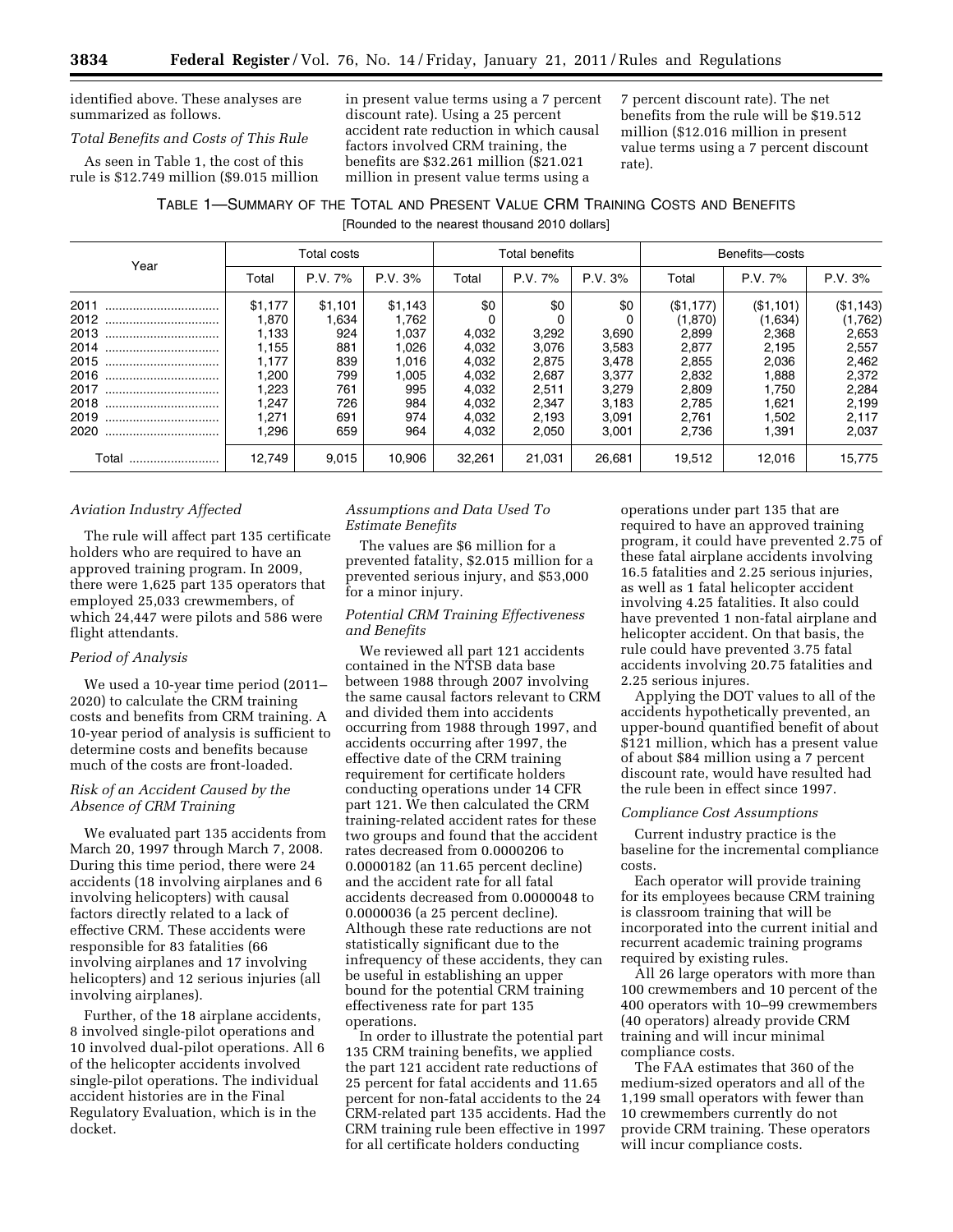identified above. These analyses are summarized as follows.

*Total Benefits and Costs of This Rule*

As seen in Table 1, the cost of this rule is $12.749 million ($9.015 million in present value terms using a 7 percent discount rate). Using a 25 percent accident rate reduction in which causal factors involved CRM training, the benefits are $32.261 million ($21.021 million in present value terms using a 7 percent discount rate). The net benefits from the rule will be $19.512 million ($12.016 million in present value terms using a 7 percent discount rate).

TABLE 1—SUMMARY OF THE TOTAL AND PRESENT VALUE CRM TRAINING COSTS AND BENEFITS

[Rounded to the nearest thousand 2010 dollars]

| Year | Total costs | | | Total benefits | | | Benefits—costs | | |
|---|---|---|---|---|---|---|---|---|---|
| | Total | P.V. 7% | P.V. 3% | Total | P.V. 7% | P.V. 3% | Total | P.V. 7% | P.V. 3% |
| 2011 | $1,177 | $1,101 | $1,143 | $0 | $0 | $0 | ($1,177) | ($1,101) | ($1,143) |
| 2012 | 1,870 | 1,634 | 1,762 | 0 | 0 | 0 | (1,870) | (1,634) | (1,762) |
| 2013 | 1,133 | 924 | 1,037 | 4,032 | 3,292 | 3,690 | 2,899 | 2,368 | 2,653 |
| 2014 | 1,155 | 881 | 1,026 | 4,032 | 3,076 | 3,583 | 2,877 | 2,195 | 2,557 |
| 2015 | 1,177 | 839 | 1,016 | 4,032 | 2,875 | 3,478 | 2,855 | 2,036 | 2,462 |
| 2016 | 1,200 | 799 | 1,005 | 4,032 | 2,687 | 3,377 | 2,832 | 1,888 | 2,372 |
| 2017 | 1,223 | 761 | 995 | 4,032 | 2,511 | 3,279 | 2,809 | 1,750 | 2,284 |
| 2018 | 1,247 | 726 | 984 | 4,032 | 2,347 | 3,183 | 2,785 | 1,621 | 2,199 |
| 2019 | 1,271 | 691 | 974 | 4,032 | 2,193 | 3,091 | 2,761 | 1,502 | 2,117 |
| 2020 | 1,296 | 659 | 964 | 4,032 | 2,050 | 3,001 | 2,736 | 1,391 | 2,037 |
| Total | 12,749 | 9,015 | 10,906 | 32,261 | 21,031 | 26,681 | 19,512 | 12,016 | 15,775 |

*Aviation Industry Affected*

The rule will affect part 135 certificate holders who are required to have an approved training program. In 2009, there were 1,625 part 135 operators that employed 25,033 crewmembers, of which 24,447 were pilots and 586 were flight attendants.

*Period of Analysis*

We used a 10-year time period (2011–2020) to calculate the CRM training costs and benefits from CRM training. A 10-year period of analysis is sufficient to determine costs and benefits because much of the costs are front-loaded.

*Risk of an Accident Caused by the Absence of CRM Training*

We evaluated part 135 accidents from March 20, 1997 through March 7, 2008. During this time period, there were 24 accidents (18 involving airplanes and 6 involving helicopters) with causal factors directly related to a lack of effective CRM. These accidents were responsible for 83 fatalities (66 involving airplanes and 17 involving helicopters) and 12 serious injuries (all involving airplanes).

Further, of the 18 airplane accidents, 8 involved single-pilot operations and 10 involved dual-pilot operations. All 6 of the helicopter accidents involved single-pilot operations. The individual accident histories are in the Final Regulatory Evaluation, which is in the docket.

*Assumptions and Data Used To Estimate Benefits*

The values are $6 million for a prevented fatality, $2.015 million for a prevented serious injury, and $53,000 for a minor injury.

*Potential CRM Training Effectiveness and Benefits*

We reviewed all part 121 accidents contained in the NTSB data base between 1988 through 2007 involving the same causal factors relevant to CRM and divided them into accidents occurring from 1988 through 1997, and accidents occurring after 1997, the effective date of the CRM training requirement for certificate holders conducting operations under 14 CFR part 121. We then calculated the CRM training-related accident rates for these two groups and found that the accident rates decreased from 0.0000206 to 0.0000182 (an 11.65 percent decline) and the accident rate for all fatal accidents decreased from 0.0000048 to 0.0000036 (a 25 percent decline). Although these rate reductions are not statistically significant due to the infrequency of these accidents, they can be useful in establishing an upper bound for the potential CRM training effectiveness rate for part 135 operations.

In order to illustrate the potential part 135 CRM training benefits, we applied the part 121 accident rate reductions of 25 percent for fatal accidents and 11.65 percent for non-fatal accidents to the 24 CRM-related part 135 accidents. Had the CRM training rule been effective in 1997 for all certificate holders conducting operations under part 135 that are required to have an approved training program, it could have prevented 2.75 of these fatal airplane accidents involving 16.5 fatalities and 2.25 serious injuries, as well as 1 fatal helicopter accident involving 4.25 fatalities. It also could have prevented 1 non-fatal airplane and helicopter accident. On that basis, the rule could have prevented 3.75 fatal accidents involving 20.75 fatalities and 2.25 serious injures.

Applying the DOT values to all of the accidents hypothetically prevented, an upper-bound quantified benefit of about $121 million, which has a present value of about $84 million using a 7 percent discount rate, would have resulted had the rule been in effect since 1997.

*Compliance Cost Assumptions*

Current industry practice is the baseline for the incremental compliance costs.

Each operator will provide training for its employees because CRM training is classroom training that will be incorporated into the current initial and recurrent academic training programs required by existing rules.

All 26 large operators with more than 100 crewmembers and 10 percent of the 400 operators with 10–99 crewmembers (40 operators) already provide CRM training and will incur minimal compliance costs.

The FAA estimates that 360 of the medium-sized operators and all of the 1,199 small operators with fewer than 10 crewmembers currently do not provide CRM training. These operators will incur compliance costs.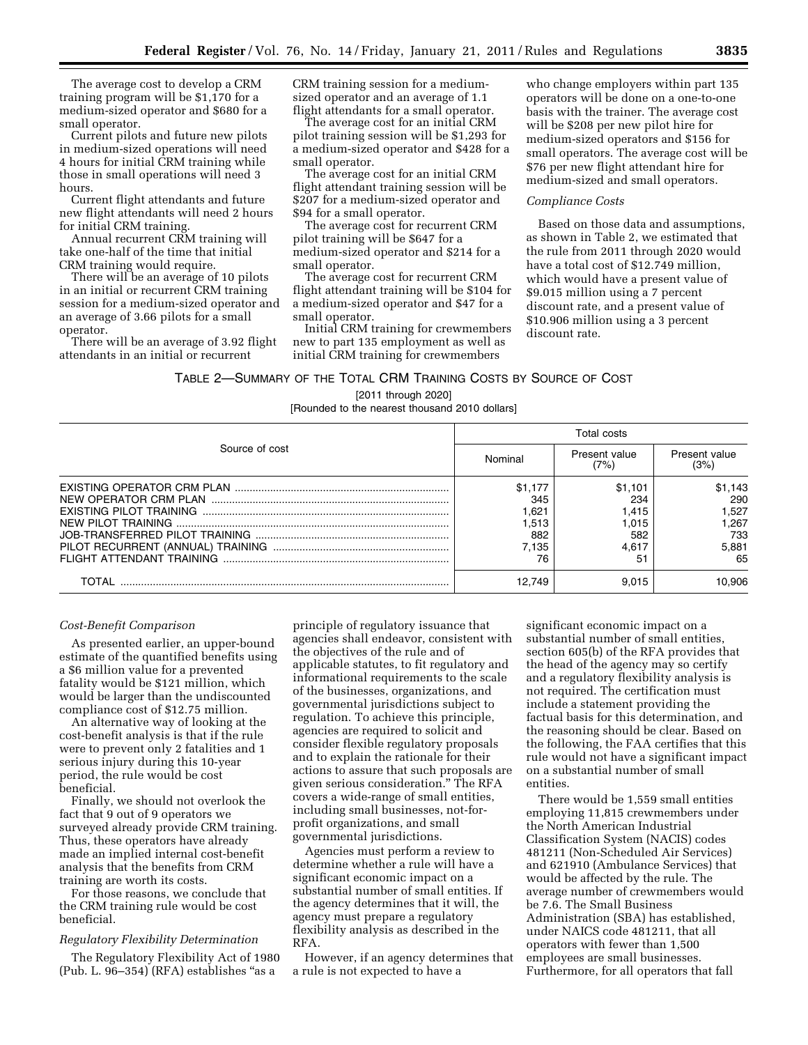The average cost to develop a CRM training program will be $1,170 for a medium-sized operator and $680 for a small operator.

Current pilots and future new pilots in medium-sized operations will need 4 hours for initial CRM training while those in small operations will need 3 hours.

Current flight attendants and future new flight attendants will need 2 hours for initial CRM training.

Annual recurrent CRM training will take one-half of the time that initial CRM training would require.

There will be an average of 10 pilots in an initial or recurrent CRM training session for a medium-sized operator and an average of 3.66 pilots for a small operator.

There will be an average of 3.92 flight attendants in an initial or recurrent CRM training session for a medium-sized operator and an average of 1.1 flight attendants for a small operator.

The average cost for an initial CRM pilot training session will be $1,293 for a medium-sized operator and $428 for a small operator.

The average cost for an initial CRM flight attendant training session will be $207 for a medium-sized operator and $94 for a small operator.

The average cost for recurrent CRM pilot training will be $647 for a medium-sized operator and $214 for a small operator.

The average cost for recurrent CRM flight attendant training will be $104 for a medium-sized operator and $47 for a small operator.

Initial CRM training for crewmembers new to part 135 employment as well as initial CRM training for crewmembers who change employers within part 135 operators will be done on a one-to-one basis with the trainer. The average cost will be $208 per new pilot hire for medium-sized operators and $156 for small operators. The average cost will be $76 per new flight attendant hire for medium-sized and small operators.

*Compliance Costs*

Based on those data and assumptions, as shown in Table 2, we estimated that the rule from 2011 through 2020 would have a total cost of $12.749 million, which would have a present value of $9.015 million using a 7 percent discount rate, and a present value of $10.906 million using a 3 percent discount rate.

TABLE 2—SUMMARY OF THE TOTAL CRM TRAINING COSTS BY SOURCE OF COST

[2011 through 2020]

[Rounded to the nearest thousand 2010 dollars]

| Source of cost | Total costs | | |
|---|---|---|---|
| | Nominal | Present value (7%) | Present value (3%) |
| EXISTING OPERATOR CRM PLAN | $1,177 | $1,101 | $1,143 |
| NEW OPERATOR CRM PLAN | 345 | 234 | 290 |
| EXISTING PILOT TRAINING | 1,621 | 1,415 | 1,527 |
| NEW PILOT TRAINING | 1,513 | 1,015 | 1,267 |
| JOB-TRANSFERRED PILOT TRAINING | 882 | 582 | 733 |
| PILOT RECURRENT (ANNUAL) TRAINING | 7,135 | 4,617 | 5,881 |
| FLIGHT ATTENDANT TRAINING | 76 | 51 | 65 |
| TOTAL | 12,749 | 9,015 | 10,906 |

*Cost-Benefit Comparison*

As presented earlier, an upper-bound estimate of the quantified benefits using a $6 million value for a prevented fatality would be $121 million, which would be larger than the undiscounted compliance cost of $12.75 million.

An alternative way of looking at the cost-benefit analysis is that if the rule were to prevent only 2 fatalities and 1 serious injury during this 10-year period, the rule would be cost beneficial.

Finally, we should not overlook the fact that 9 out of 9 operators we surveyed already provide CRM training. Thus, these operators have already made an implied internal cost-benefit analysis that the benefits from CRM training are worth its costs.

For those reasons, we conclude that the CRM training rule would be cost beneficial.

*Regulatory Flexibility Determination*

The Regulatory Flexibility Act of 1980 (Pub. L. 96–354) (RFA) establishes "as a principle of regulatory issuance that agencies shall endeavor, consistent with the objectives of the rule and of applicable statutes, to fit regulatory and informational requirements to the scale of the businesses, organizations, and governmental jurisdictions subject to regulation. To achieve this principle, agencies are required to solicit and consider flexible regulatory proposals and to explain the rationale for their actions to assure that such proposals are given serious consideration." The RFA covers a wide-range of small entities, including small businesses, not-for-profit organizations, and small governmental jurisdictions.

Agencies must perform a review to determine whether a rule will have a significant economic impact on a substantial number of small entities. If the agency determines that it will, the agency must prepare a regulatory flexibility analysis as described in the RFA.

However, if an agency determines that a rule is not expected to have a significant economic impact on a substantial number of small entities, section 605(b) of the RFA provides that the head of the agency may so certify and a regulatory flexibility analysis is not required. The certification must include a statement providing the factual basis for this determination, and the reasoning should be clear. Based on the following, the FAA certifies that this rule would not have a significant impact on a substantial number of small entities.

There would be 1,559 small entities employing 11,815 crewmembers under the North American Industrial Classification System (NACIS) codes 481211 (Non-Scheduled Air Services) and 621910 (Ambulance Services) that would be affected by the rule. The average number of crewmembers would be 7.6. The Small Business Administration (SBA) has established, under NAICS code 481211, that all operators with fewer than 1,500 employees are small businesses. Furthermore, for all operators that fall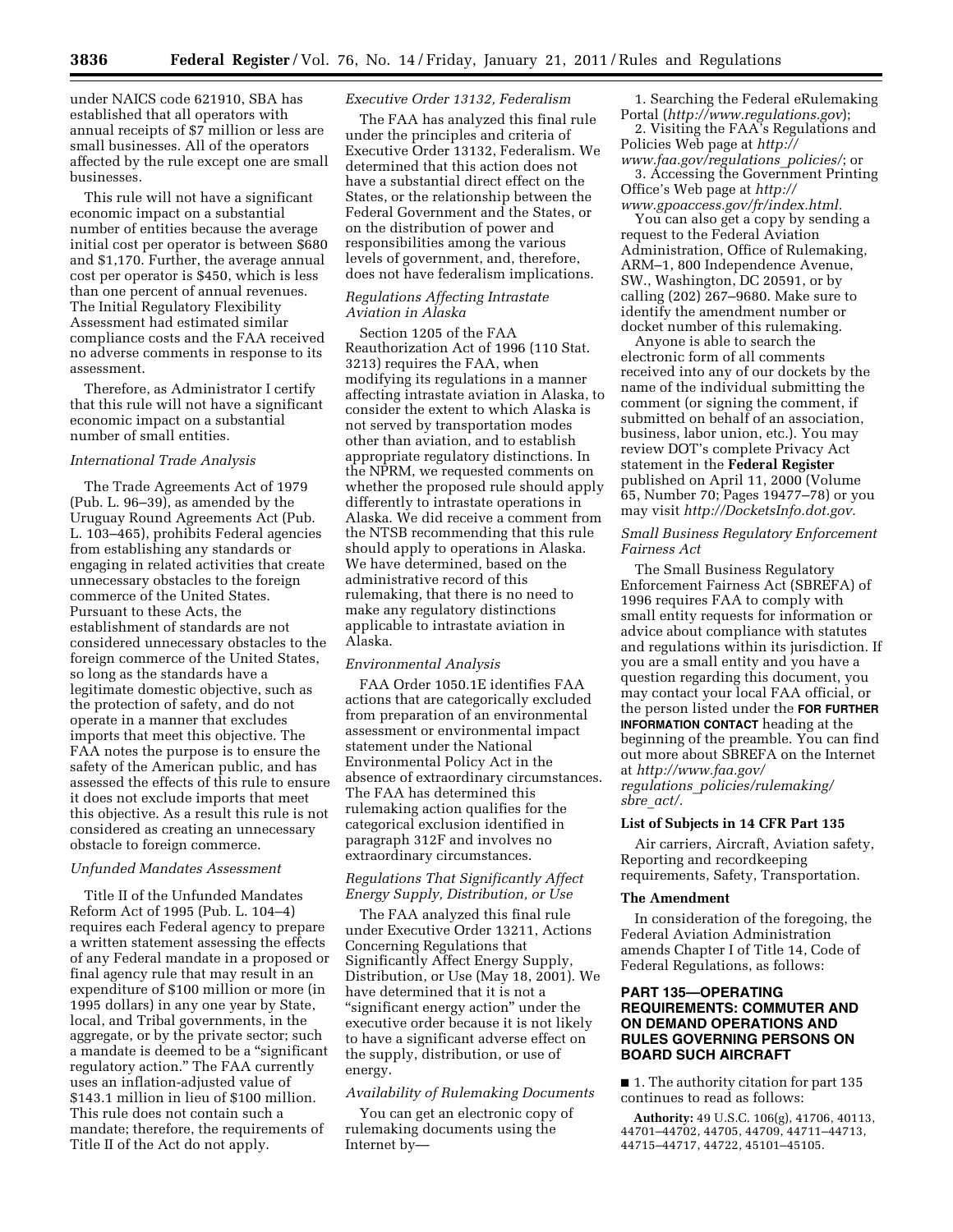under NAICS code 621910, SBA has established that all operators with annual receipts of $7 million or less are small businesses. All of the operators affected by the rule except one are small businesses.

This rule will not have a significant economic impact on a substantial number of entities because the average initial cost per operator is between $680 and $1,170. Further, the average annual cost per operator is $450, which is less than one percent of annual revenues. The Initial Regulatory Flexibility Assessment had estimated similar compliance costs and the FAA received no adverse comments in response to its assessment.

Therefore, as Administrator I certify that this rule will not have a significant economic impact on a substantial number of small entities.

*International Trade Analysis*

The Trade Agreements Act of 1979 (Pub. L. 96–39), as amended by the Uruguay Round Agreements Act (Pub. L. 103–465), prohibits Federal agencies from establishing any standards or engaging in related activities that create unnecessary obstacles to the foreign commerce of the United States. Pursuant to these Acts, the establishment of standards are not considered unnecessary obstacles to the foreign commerce of the United States, so long as the standards have a legitimate domestic objective, such as the protection of safety, and do not operate in a manner that excludes imports that meet this objective. The FAA notes the purpose is to ensure the safety of the American public, and has assessed the effects of this rule to ensure it does not exclude imports that meet this objective. As a result this rule is not considered as creating an unnecessary obstacle to foreign commerce.

*Unfunded Mandates Assessment*

Title II of the Unfunded Mandates Reform Act of 1995 (Pub. L. 104–4) requires each Federal agency to prepare a written statement assessing the effects of any Federal mandate in a proposed or final agency rule that may result in an expenditure of $100 million or more (in 1995 dollars) in any one year by State, local, and Tribal governments, in the aggregate, or by the private sector; such a mandate is deemed to be a "significant regulatory action." The FAA currently uses an inflation-adjusted value of $143.1 million in lieu of $100 million. This rule does not contain such a mandate; therefore, the requirements of Title II of the Act do not apply.

*Executive Order 13132, Federalism*

The FAA has analyzed this final rule under the principles and criteria of Executive Order 13132, Federalism. We determined that this action does not have a substantial direct effect on the States, or the relationship between the Federal Government and the States, or on the distribution of power and responsibilities among the various levels of government, and, therefore, does not have federalism implications.

*Regulations Affecting Intrastate Aviation in Alaska*

Section 1205 of the FAA Reauthorization Act of 1996 (110 Stat. 3213) requires the FAA, when modifying its regulations in a manner affecting intrastate aviation in Alaska, to consider the extent to which Alaska is not served by transportation modes other than aviation, and to establish appropriate regulatory distinctions. In the NPRM, we requested comments on whether the proposed rule should apply differently to intrastate operations in Alaska. We did receive a comment from the NTSB recommending that this rule should apply to operations in Alaska. We have determined, based on the administrative record of this rulemaking, that there is no need to make any regulatory distinctions applicable to intrastate aviation in Alaska.

*Environmental Analysis*

FAA Order 1050.1E identifies FAA actions that are categorically excluded from preparation of an environmental assessment or environmental impact statement under the National Environmental Policy Act in the absence of extraordinary circumstances. The FAA has determined this rulemaking action qualifies for the categorical exclusion identified in paragraph 312F and involves no extraordinary circumstances.

*Regulations That Significantly Affect Energy Supply, Distribution, or Use*

The FAA analyzed this final rule under Executive Order 13211, Actions Concerning Regulations that Significantly Affect Energy Supply, Distribution, or Use (May 18, 2001). We have determined that it is not a "significant energy action" under the executive order because it is not likely to have a significant adverse effect on the supply, distribution, or use of energy.

*Availability of Rulemaking Documents*

You can get an electronic copy of rulemaking documents using the Internet by—

1. Searching the Federal eRulemaking Portal (*http://www.regulations.gov*);
2. Visiting the FAA's Regulations and Policies Web page at *http://www.faa.gov/regulations_policies/*; or
3. Accessing the Government Printing Office's Web page at *http://www.gpoaccess.gov/fr/index.html.*

You can also get a copy by sending a request to the Federal Aviation Administration, Office of Rulemaking, ARM–1, 800 Independence Avenue, SW., Washington, DC 20591, or by calling (202) 267–9680. Make sure to identify the amendment number or docket number of this rulemaking.

Anyone is able to search the electronic form of all comments received into any of our dockets by the name of the individual submitting the comment (or signing the comment, if submitted on behalf of an association, business, labor union, etc.). You may review DOT's complete Privacy Act statement in the **Federal Register** published on April 11, 2000 (Volume 65, Number 70; Pages 19477–78) or you may visit *http://DocketsInfo.dot.gov.*

*Small Business Regulatory Enforcement Fairness Act*

The Small Business Regulatory Enforcement Fairness Act (SBREFA) of 1996 requires FAA to comply with small entity requests for information or advice about compliance with statutes and regulations within its jurisdiction. If you are a small entity and you have a question regarding this document, you may contact your local FAA official, or the person listed under the **FOR FURTHER INFORMATION CONTACT** heading at the beginning of the preamble. You can find out more about SBREFA on the Internet at *http://www.faa.gov/regulations_policies/rulemaking/sbre_act/.*

**List of Subjects in 14 CFR Part 135**

Air carriers, Aircraft, Aviation safety, Reporting and recordkeeping requirements, Safety, Transportation.

**The Amendment**

In consideration of the foregoing, the Federal Aviation Administration amends Chapter I of Title 14, Code of Federal Regulations, as follows:

## PART 135—OPERATING REQUIREMENTS: COMMUTER AND ON DEMAND OPERATIONS AND RULES GOVERNING PERSONS ON BOARD SUCH AIRCRAFT

■ 1. The authority citation for part 135 continues to read as follows:

**Authority:** 49 U.S.C. 106(g), 41706, 40113, 44701–44702, 44705, 44709, 44711–44713, 44715–44717, 44722, 45101–45105.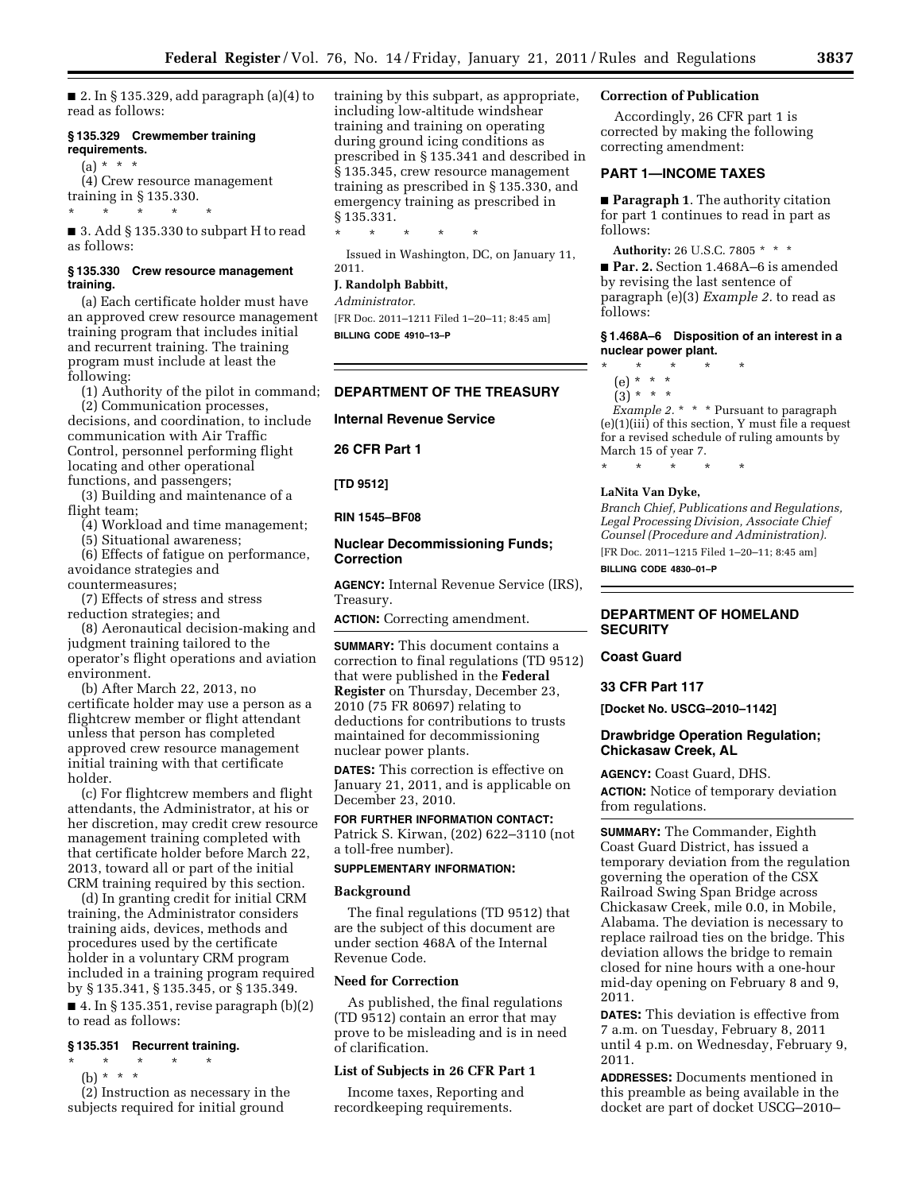■ 2. In § 135.329, add paragraph (a)(4) to read as follows:

#### § 135.329 Crewmember training requirements.

(a) * * *

(4) Crew resource management training in § 135.330.

\* \* \* \* \*

■ 3. Add § 135.330 to subpart H to read as follows:

#### § 135.330 Crew resource management training.

(a) Each certificate holder must have an approved crew resource management training program that includes initial and recurrent training. The training program must include at least the following:

(1) Authority of the pilot in command;

(2) Communication processes, decisions, and coordination, to include communication with Air Traffic Control, personnel performing flight locating and other operational functions, and passengers;

(3) Building and maintenance of a flight team;

(4) Workload and time management;

(5) Situational awareness;

(6) Effects of fatigue on performance, avoidance strategies and countermeasures;

(7) Effects of stress and stress reduction strategies; and

(8) Aeronautical decision-making and judgment training tailored to the operator's flight operations and aviation environment.

(b) After March 22, 2013, no certificate holder may use a person as a flightcrew member or flight attendant unless that person has completed approved crew resource management initial training with that certificate holder.

(c) For flightcrew members and flight attendants, the Administrator, at his or her discretion, may credit crew resource management training completed with that certificate holder before March 22, 2013, toward all or part of the initial CRM training required by this section.

(d) In granting credit for initial CRM training, the Administrator considers training aids, devices, methods and procedures used by the certificate holder in a voluntary CRM program included in a training program required by § 135.341, § 135.345, or § 135.349.

■ 4. In § 135.351, revise paragraph (b)(2) to read as follows:

#### § 135.351 Recurrent training.

\* \* \* \* \*

(b) * * *

(2) Instruction as necessary in the subjects required for initial ground training by this subpart, as appropriate, including low-altitude windshear training and training on operating during ground icing conditions as prescribed in § 135.341 and described in § 135.345, crew resource management training as prescribed in § 135.330, and emergency training as prescribed in § 135.331.

\* \* \* \* \*

Issued in Washington, DC, on January 11, 2011.

**J. Randolph Babbitt,**

*Administrator.*

[FR Doc. 2011–1211 Filed 1–20–11; 8:45 am]

**BILLING CODE 4910–13–P**

---

## DEPARTMENT OF THE TREASURY

### Internal Revenue Service

### 26 CFR Part 1

**[TD 9512]**

**RIN 1545–BF08**

### Nuclear Decommissioning Funds; Correction

**AGENCY:** Internal Revenue Service (IRS), Treasury.

**ACTION:** Correcting amendment.

**SUMMARY:** This document contains a correction to final regulations (TD 9512) that were published in the **Federal Register** on Thursday, December 23, 2010 (75 FR 80697) relating to deductions for contributions to trusts maintained for decommissioning nuclear power plants.

**DATES:** This correction is effective on January 21, 2011, and is applicable on December 23, 2010.

**FOR FURTHER INFORMATION CONTACT:** Patrick S. Kirwan, (202) 622–3110 (not a toll-free number).

**SUPPLEMENTARY INFORMATION:**

#### Background

The final regulations (TD 9512) that are the subject of this document are under section 468A of the Internal Revenue Code.

#### Need for Correction

As published, the final regulations (TD 9512) contain an error that may prove to be misleading and is in need of clarification.

#### List of Subjects in 26 CFR Part 1

Income taxes, Reporting and recordkeeping requirements.

#### Correction of Publication

Accordingly, 26 CFR part 1 is corrected by making the following correcting amendment:

#### PART 1—INCOME TAXES

■ **Paragraph 1**. The authority citation for part 1 continues to read in part as follows:

**Authority:** 26 U.S.C. 7805 * * *

■ **Par. 2.** Section 1.468A–6 is amended by revising the last sentence of paragraph (e)(3) *Example 2.* to read as follows:

#### § 1.468A–6 Disposition of an interest in a nuclear power plant.

\* \* \* \* \*

(e) * * *

(3) * * *

*Example 2.* * * * Pursuant to paragraph (e)(1)(iii) of this section, Y must file a request for a revised schedule of ruling amounts by March 15 of year 7.

\* \* \* \* \*

**LaNita Van Dyke,**

*Branch Chief, Publications and Regulations, Legal Processing Division, Associate Chief Counsel (Procedure and Administration).*

[FR Doc. 2011–1215 Filed 1–20–11; 8:45 am]

**BILLING CODE 4830–01–P**

---

## DEPARTMENT OF HOMELAND SECURITY

### Coast Guard

### 33 CFR Part 117

**[Docket No. USCG–2010–1142]**

### Drawbridge Operation Regulation; Chickasaw Creek, AL

**AGENCY:** Coast Guard, DHS.

**ACTION:** Notice of temporary deviation from regulations.

**SUMMARY:** The Commander, Eighth Coast Guard District, has issued a temporary deviation from the regulation governing the operation of the CSX Railroad Swing Span Bridge across Chickasaw Creek, mile 0.0, in Mobile, Alabama. The deviation is necessary to replace railroad ties on the bridge. This deviation allows the bridge to remain closed for nine hours with a one-hour mid-day opening on February 8 and 9, 2011.

**DATES:** This deviation is effective from 7 a.m. on Tuesday, February 8, 2011 until 4 p.m. on Wednesday, February 9, 2011.

**ADDRESSES:** Documents mentioned in this preamble as being available in the docket are part of docket USCG–2010–